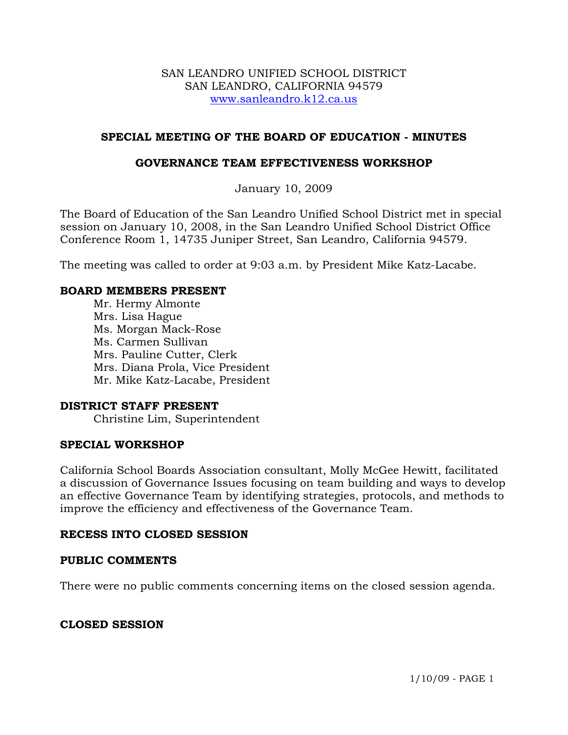SAN LEANDRO UNIFIED SCHOOL DISTRICT
SAN LEANDRO, CALIFORNIA 94579
www.sanleandro.k12.ca.us

## SPECIAL MEETING OF THE BOARD OF EDUCATION - MINUTES

## GOVERNANCE TEAM EFFECTIVENESS WORKSHOP

January 10, 2009

The Board of Education of the San Leandro Unified School District met in special session on January 10, 2008, in the San Leandro Unified School District Office Conference Room 1, 14735 Juniper Street, San Leandro, California 94579.

The meeting was called to order at 9:03 a.m. by President Mike Katz-Lacabe.

**BOARD MEMBERS PRESENT**

Mr. Hermy Almonte
Mrs. Lisa Hague
Ms. Morgan Mack-Rose
Ms. Carmen Sullivan
Mrs. Pauline Cutter, Clerk
Mrs. Diana Prola, Vice President
Mr. Mike Katz-Lacabe, President

**DISTRICT STAFF PRESENT**

Christine Lim, Superintendent

**SPECIAL WORKSHOP**

California School Boards Association consultant, Molly McGee Hewitt, facilitated a discussion of Governance Issues focusing on team building and ways to develop an effective Governance Team by identifying strategies, protocols, and methods to improve the efficiency and effectiveness of the Governance Team.

**RECESS INTO CLOSED SESSION**

**PUBLIC COMMENTS**

There were no public comments concerning items on the closed session agenda.

**CLOSED SESSION**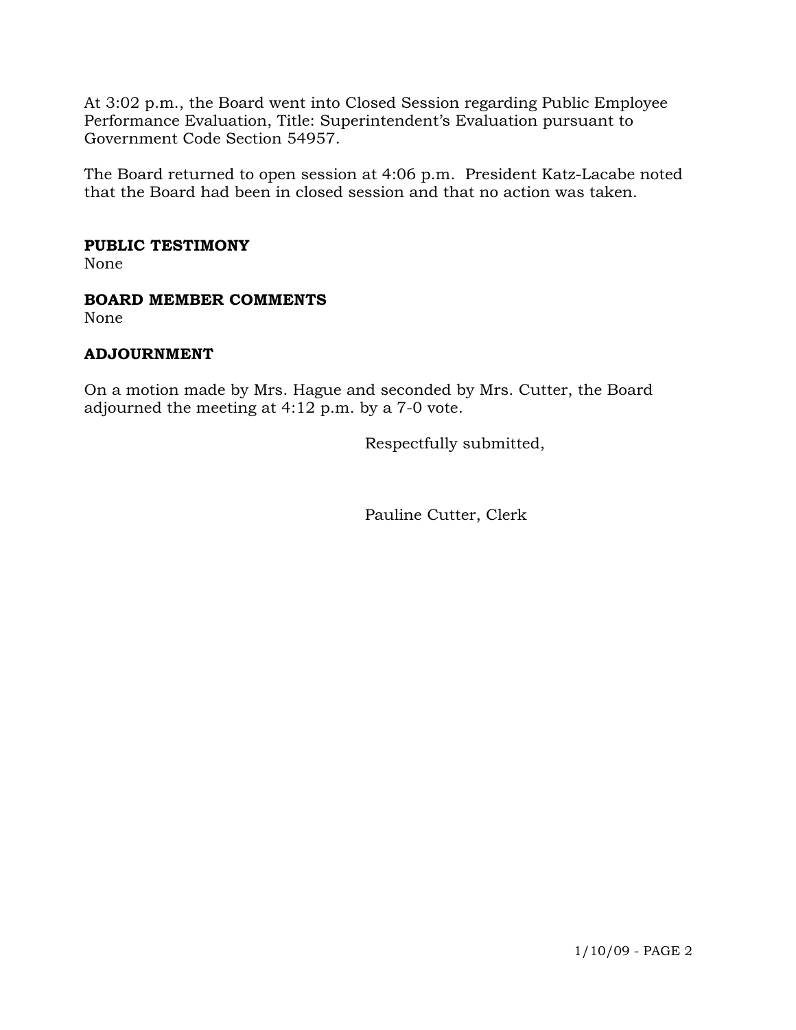At 3:02 p.m., the Board went into Closed Session regarding Public Employee Performance Evaluation, Title: Superintendent's Evaluation pursuant to Government Code Section 54957.

The Board returned to open session at 4:06 p.m. President Katz-Lacabe noted that the Board had been in closed session and that no action was taken.

**PUBLIC TESTIMONY**
None

**BOARD MEMBER COMMENTS**
None

**ADJOURNMENT**

On a motion made by Mrs. Hague and seconded by Mrs. Cutter, the Board adjourned the meeting at 4:12 p.m. by a 7-0 vote.

Respectfully submitted,

Pauline Cutter, Clerk